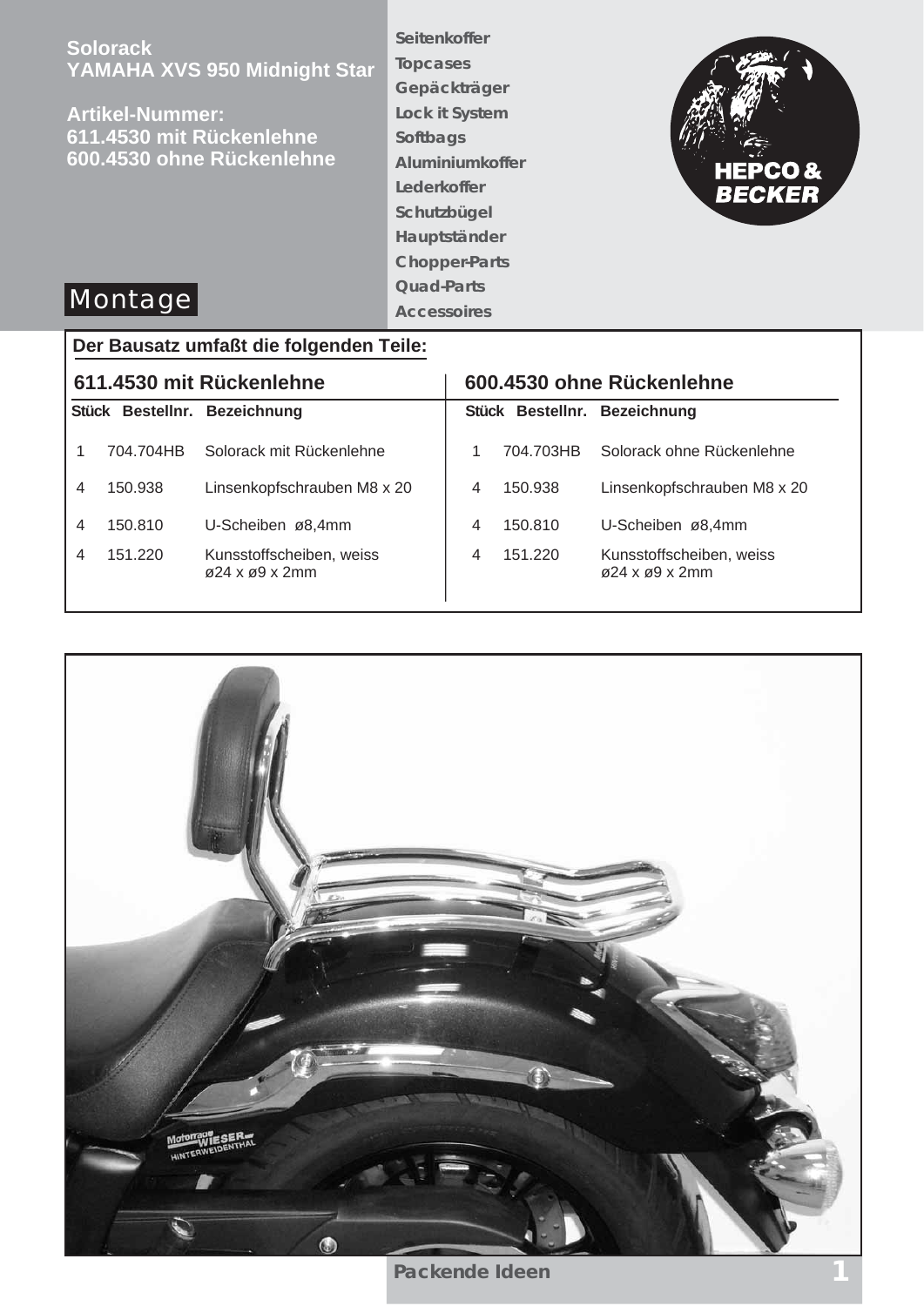**Solorack**
**YAMAHA XVS 950 Midnight Star**

**Artikel-Nummer:**
**611.4530 mit Rückenlehne**
**600.4530 ohne Rückenlehne**

Seitenkoffer
Topcases
Gepäckträger
Lock it System
Softbags
Aluminiumkoffer
Lederkoffer
Schutzbügel
Hauptständer
Chopper-Parts
Quad-Parts
Accessoires

HEPCO & BECKER

# Montage

## Der Bausatz umfaßt die folgenden Teile:

### 611.4530 mit Rückenlehne

| Stück | Bestellnr. | Bezeichnung |
|---|---|---|
| 1 | 704.704HB | Solorack mit Rückenlehne |
| 4 | 150.938 | Linsenkopfschrauben M8 x 20 |
| 4 | 150.810 | U-Scheiben ø8,4mm |
| 4 | 151.220 | Kunsstoffscheiben, weiss ø24 x ø9 x 2mm |

### 600.4530 ohne Rückenlehne

| Stück | Bestellnr. | Bezeichnung |
|---|---|---|
| 1 | 704.703HB | Solorack ohne Rückenlehne |
| 4 | 150.938 | Linsenkopfschrauben M8 x 20 |
| 4 | 150.810 | U-Scheiben ø8,4mm |
| 4 | 151.220 | Kunsstoffscheiben, weiss ø24 x ø9 x 2mm |

Packende Ideen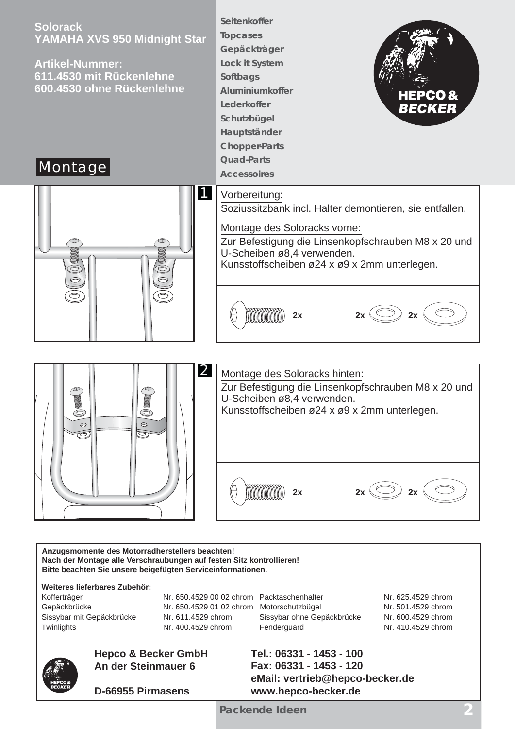**Solorack**
**YAMAHA XVS 950 Midnight Star**

**Artikel-Nummer:**
**611.4530 mit Rückenlehne**
**600.4530 ohne Rückenlehne**

Seitenkoffer
Topcases
Gepäckträger
Lock it System
Softbags
Aluminiumkoffer
Lederkoffer
Schutzbügel
Hauptständer
Chopper-Parts
Quad-Parts
Accessoires

HEPCO & BECKER

# Montage

## 1

Vorbereitung:
Soziussitzbank incl. Halter demontieren, sie entfallen.

Montage des Soloracks vorne:
Zur Befestigung die Linsenkopfschrauben M8 x 20 und U-Scheiben ø8,4 verwenden.
Kunsstoffscheiben ø24 x ø9 x 2mm unterlegen.

2x 2x 2x

## 2

Montage des Soloracks hinten:
Zur Befestigung die Linsenkopfschrauben M8 x 20 und U-Scheiben ø8,4 verwenden.
Kunsstoffscheiben ø24 x ø9 x 2mm unterlegen.

2x 2x 2x

**Anzugsmomente des Motorradherstellers beachten!**
**Nach der Montage alle Verschraubungen auf festen Sitz kontrollieren!**
**Bitte beachten Sie unsere beigefügten Serviceinformationen.**

**Weiteres lieferbares Zubehör:**

| | | | |
|---|---|---|---|
| Kofferträger | Nr. 650.4529 00 02 chrom | Packtaschenhalter | Nr. 625.4529 chrom |
| Gepäckbrücke | Nr. 650.4529 01 02 chrom | Motorschutzbügel | Nr. 501.4529 chrom |
| Sissybar mit Gepäckbrücke | Nr. 611.4529 chrom | Sissybar ohne Gepäckbrücke | Nr. 600.4529 chrom |
| Twinlights | Nr. 400.4529 chrom | Fenderguard | Nr. 410.4529 chrom |

**Hepco & Becker GmbH**
**An der Steinmauer 6**

**D-66955 Pirmasens**

**Tel.: 06331 - 1453 - 100**
**Fax: 06331 - 1453 - 120**
**eMail: vertrieb@hepco-becker.de**
**www.hepco-becker.de**

**Packende Ideen**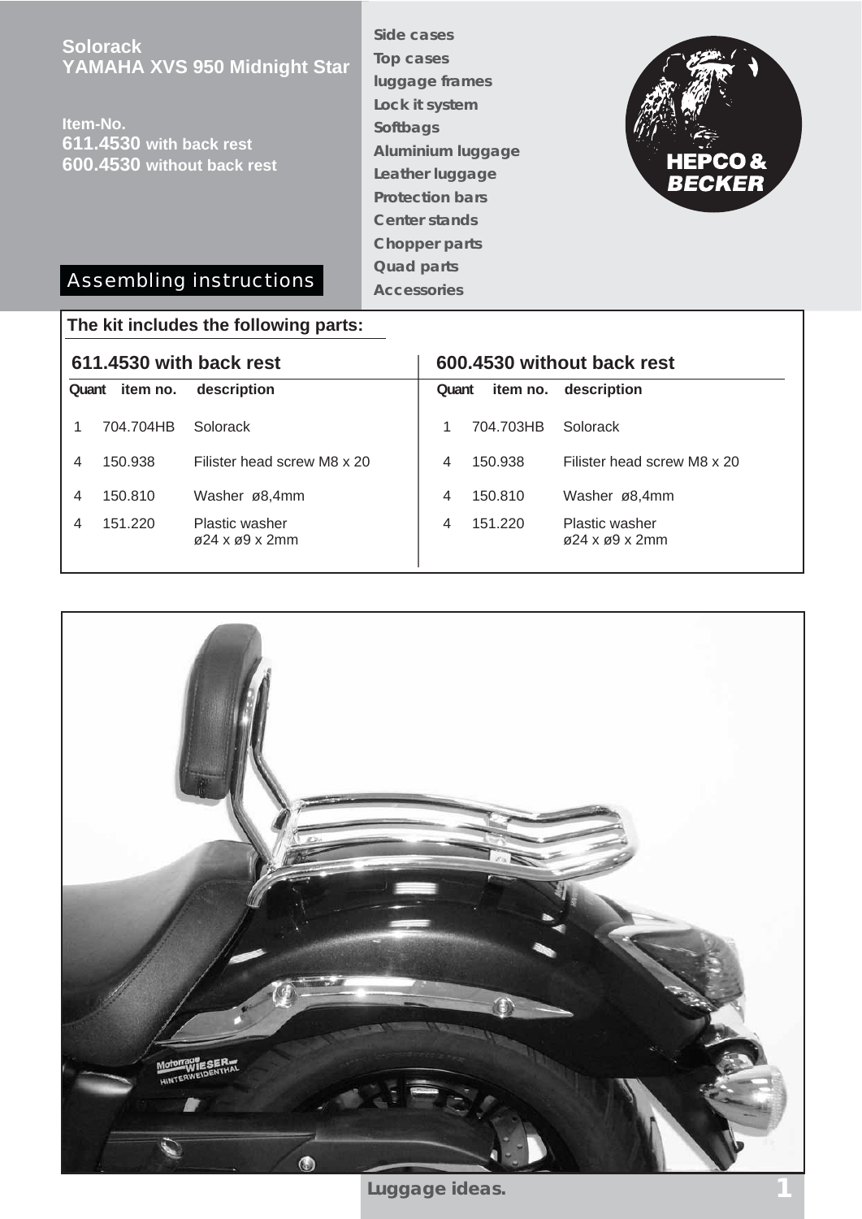# Solorack
## YAMAHA XVS 950 Midnight Star

**Item-No.**
**611.4530 with back rest**
**600.4530 without back rest**

**Assembling instructions**

Side cases
Top cases
luggage frames
Lock it system
Softbags
Aluminium luggage
Leather luggage
Protection bars
Center stands
Chopper parts
Quad parts
Accessories

HEPCO & BECKER

**The kit includes the following parts:**

**611.4530 with back rest**

| Quant | item no. | description |
|---|---|---|
| 1 | 704.704HB | Solorack |
| 4 | 150.938 | Filister head screw M8 x 20 |
| 4 | 150.810 | Washer ø8,4mm |
| 4 | 151.220 | Plastic washer ø24 x ø9 x 2mm |

**600.4530 without back rest**

| Quant | item no. | description |
|---|---|---|
| 1 | 704.703HB | Solorack |
| 4 | 150.938 | Filister head screw M8 x 20 |
| 4 | 150.810 | Washer ø8,4mm |
| 4 | 151.220 | Plastic washer ø24 x ø9 x 2mm |

Luggage ideas.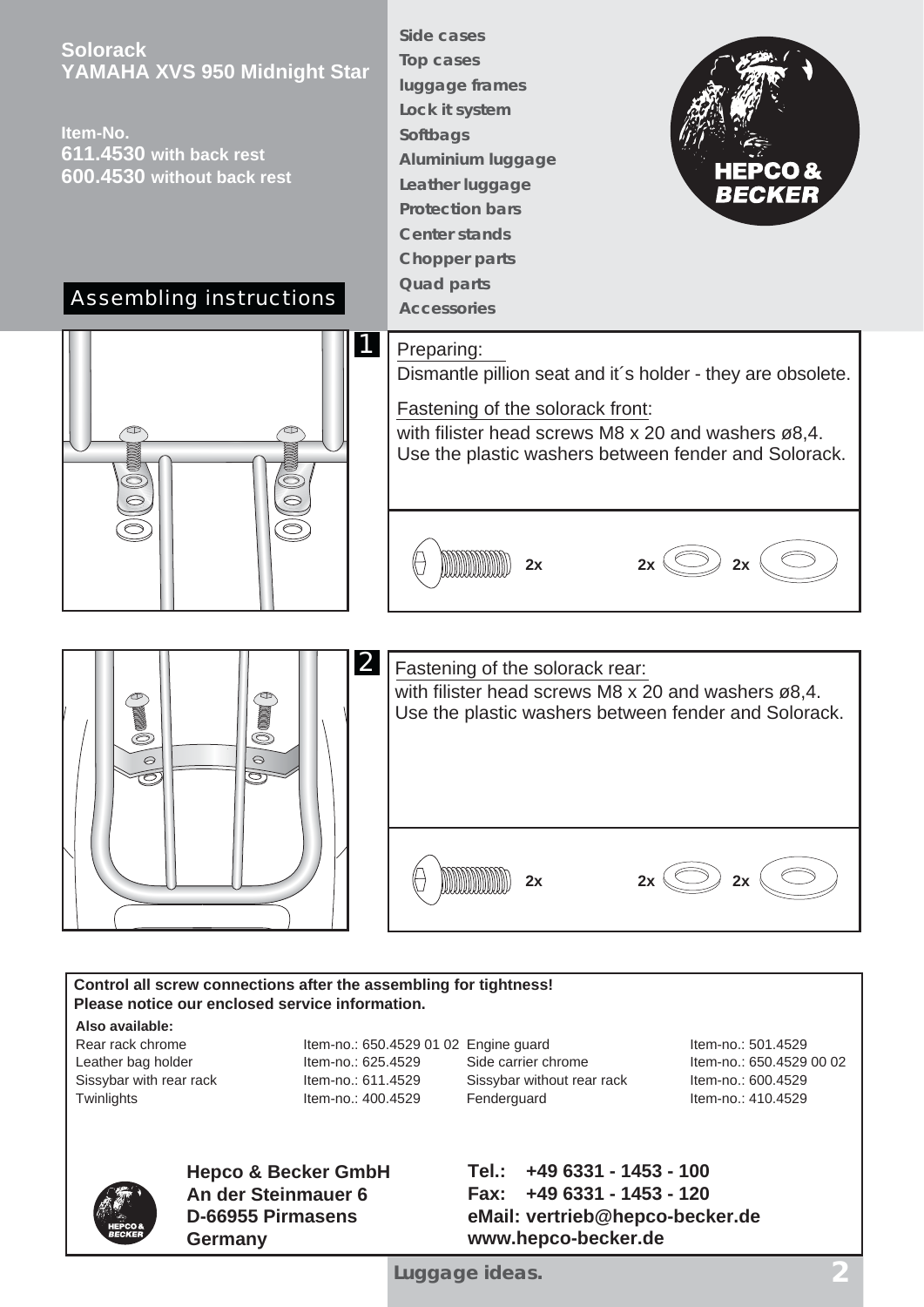# Solorack
## YAMAHA XVS 950 Midnight Star

**Item-No.**
**611.4530 with back rest**
**600.4530 without back rest**

Side cases
Top cases
luggage frames
Lock it system
Softbags
Aluminium luggage
Leather luggage
Protection bars
Center stands
Chopper parts
Quad parts
Accessories

HEPCO & BECKER

## Assembling instructions

**1**

Preparing:
Dismantle pillion seat and it´s holder - they are obsolete.

Fastening of the solorack front:
with filister head screws M8 x 20 and washers ø8,4.
Use the plastic washers between fender and Solorack.

2x 2x 2x

**2**

Fastening of the solorack rear:
with filister head screws M8 x 20 and washers ø8,4.
Use the plastic washers between fender and Solorack.

2x 2x 2x

**Control all screw connections after the assembling for tightness!**
**Please notice our enclosed service information.**

**Also available:**

| | | | |
|---|---|---|---|
| Rear rack chrome | Item-no.: 650.4529 01 02 | Engine guard | Item-no.: 501.4529 |
| Leather bag holder | Item-no.: 625.4529 | Side carrier chrome | Item-no.: 650.4529 00 02 |
| Sissybar with rear rack | Item-no.: 611.4529 | Sissybar without rear rack | Item-no.: 600.4529 |
| Twinlights | Item-no.: 400.4529 | Fenderguard | Item-no.: 410.4529 |

**Hepco & Becker GmbH**
**An der Steinmauer 6**
**D-66955 Pirmasens**
**Germany**

**Tel.: +49 6331 - 1453 - 100**
**Fax: +49 6331 - 1453 - 120**
**eMail: vertrieb@hepco-becker.de**
**www.hepco-becker.de**

Luggage ideas.